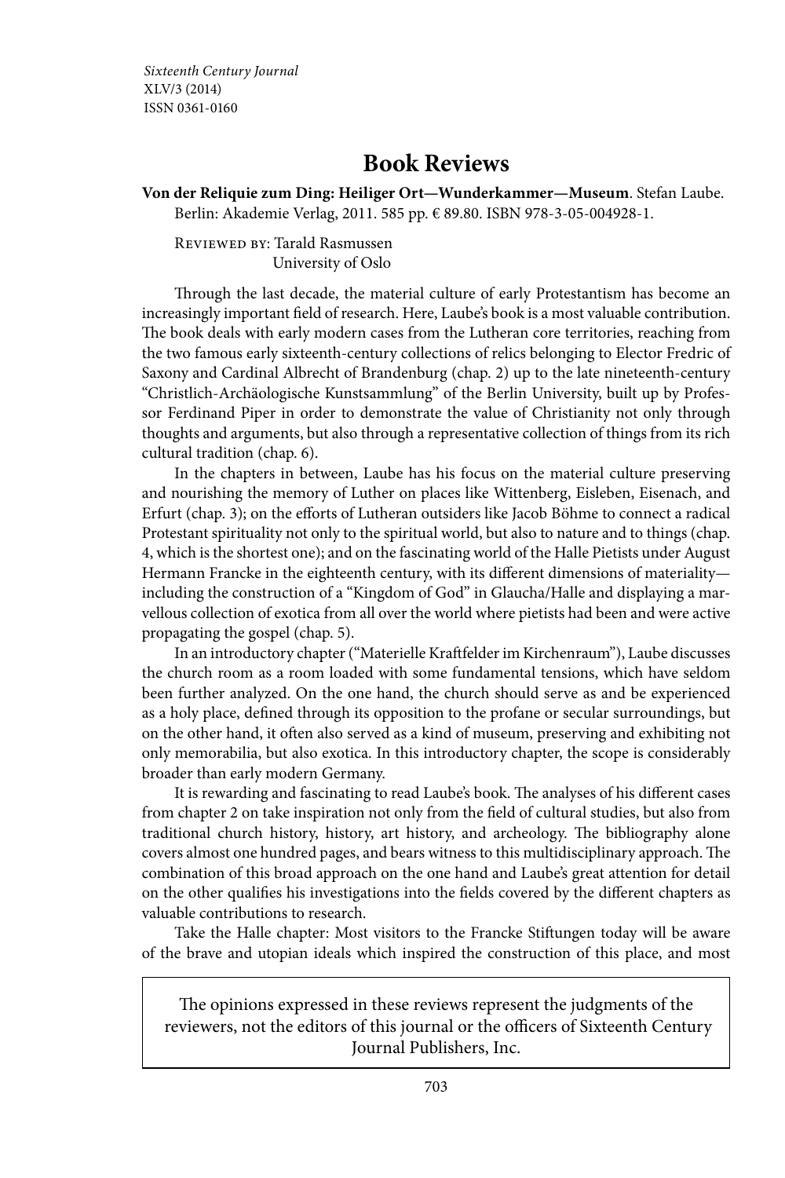# Book Reviews

**Von der Reliquie zum Ding: Heiliger Ort—Wunderkammer—Museum**. Stefan Laube. Berlin: Akademie Verlag, 2011. 585 pp. € 89.80. ISBN 978-3-05-004928-1.

Reviewed by: Tarald Rasmussen
University of Oslo

Through the last decade, the material culture of early Protestantism has become an increasingly important field of research. Here, Laube's book is a most valuable contribution. The book deals with early modern cases from the Lutheran core territories, reaching from the two famous early sixteenth-century collections of relics belonging to Elector Fredric of Saxony and Cardinal Albrecht of Brandenburg (chap. 2) up to the late nineteenth-century "Christlich-Archäologische Kunstsammlung" of the Berlin University, built up by Professor Ferdinand Piper in order to demonstrate the value of Christianity not only through thoughts and arguments, but also through a representative collection of things from its rich cultural tradition (chap. 6).

In the chapters in between, Laube has his focus on the material culture preserving and nourishing the memory of Luther on places like Wittenberg, Eisleben, Eisenach, and Erfurt (chap. 3); on the efforts of Lutheran outsiders like Jacob Böhme to connect a radical Protestant spirituality not only to the spiritual world, but also to nature and to things (chap. 4, which is the shortest one); and on the fascinating world of the Halle Pietists under August Hermann Francke in the eighteenth century, with its different dimensions of materiality—including the construction of a "Kingdom of God" in Glaucha/Halle and displaying a marvellous collection of exotica from all over the world where pietists had been and were active propagating the gospel (chap. 5).

In an introductory chapter ("Materielle Kraftfelder im Kirchenraum"), Laube discusses the church room as a room loaded with some fundamental tensions, which have seldom been further analyzed. On the one hand, the church should serve as and be experienced as a holy place, defined through its opposition to the profane or secular surroundings, but on the other hand, it often also served as a kind of museum, preserving and exhibiting not only memorabilia, but also exotica. In this introductory chapter, the scope is considerably broader than early modern Germany.

It is rewarding and fascinating to read Laube's book. The analyses of his different cases from chapter 2 on take inspiration not only from the field of cultural studies, but also from traditional church history, history, art history, and archeology. The bibliography alone covers almost one hundred pages, and bears witness to this multidisciplinary approach. The combination of this broad approach on the one hand and Laube's great attention for detail on the other qualifies his investigations into the fields covered by the different chapters as valuable contributions to research.

Take the Halle chapter: Most visitors to the Francke Stiftungen today will be aware of the brave and utopian ideals which inspired the construction of this place, and most

The opinions expressed in these reviews represent the judgments of the reviewers, not the editors of this journal or the officers of Sixteenth Century Journal Publishers, Inc.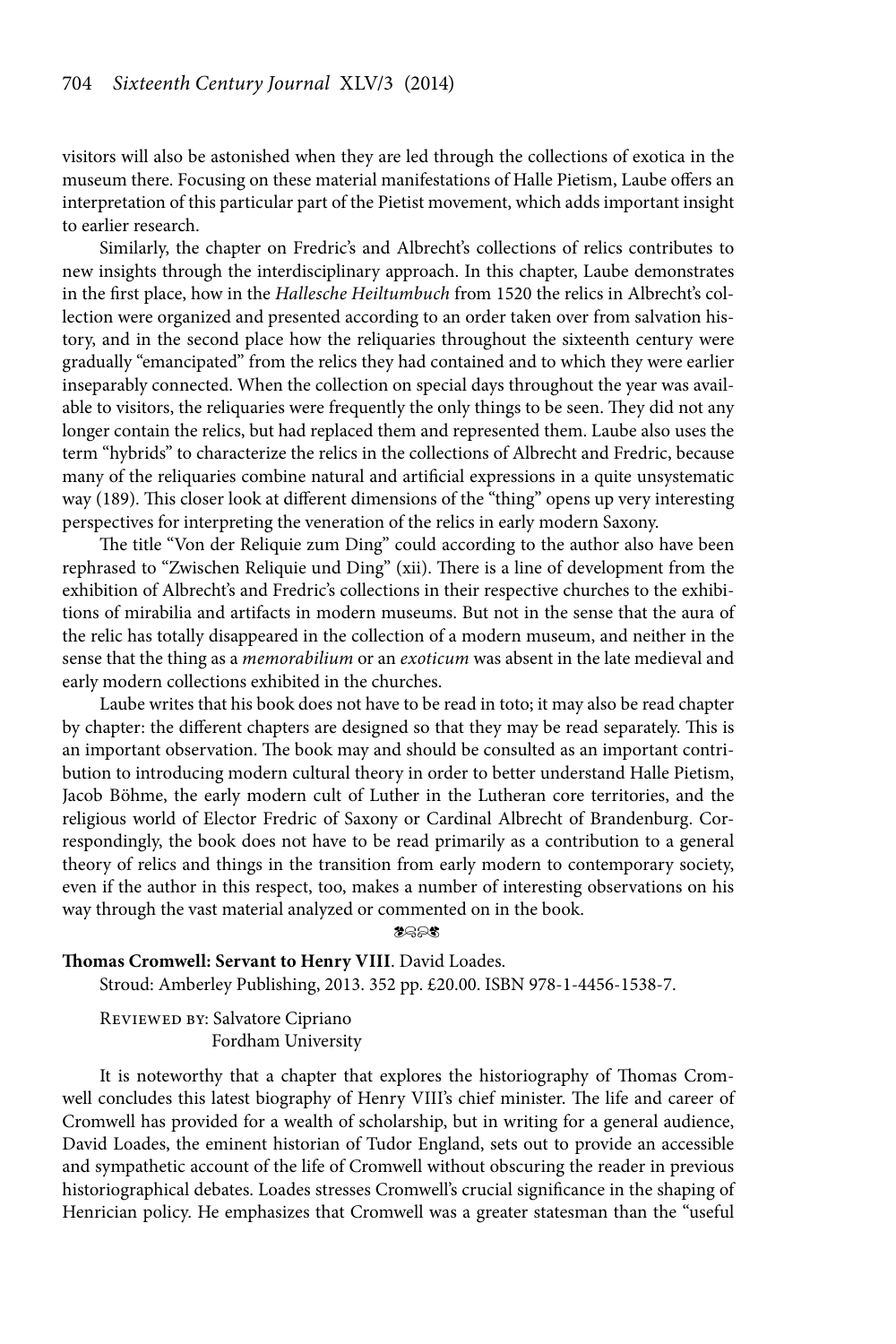visitors will also be astonished when they are led through the collections of exotica in the museum there. Focusing on these material manifestations of Halle Pietism, Laube offers an interpretation of this particular part of the Pietist movement, which adds important insight to earlier research.

Similarly, the chapter on Fredric's and Albrecht's collections of relics contributes to new insights through the interdisciplinary approach. In this chapter, Laube demonstrates in the first place, how in the *Hallesche Heiltumbuch* from 1520 the relics in Albrecht's collection were organized and presented according to an order taken over from salvation history, and in the second place how the reliquaries throughout the sixteenth century were gradually "emancipated" from the relics they had contained and to which they were earlier inseparably connected. When the collection on special days throughout the year was available to visitors, the reliquaries were frequently the only things to be seen. They did not any longer contain the relics, but had replaced them and represented them. Laube also uses the term "hybrids" to characterize the relics in the collections of Albrecht and Fredric, because many of the reliquaries combine natural and artificial expressions in a quite unsystematic way (189). This closer look at different dimensions of the "thing" opens up very interesting perspectives for interpreting the veneration of the relics in early modern Saxony.

The title "Von der Reliquie zum Ding" could according to the author also have been rephrased to "Zwischen Reliquie und Ding" (xii). There is a line of development from the exhibition of Albrecht's and Fredric's collections in their respective churches to the exhibitions of mirabilia and artifacts in modern museums. But not in the sense that the aura of the relic has totally disappeared in the collection of a modern museum, and neither in the sense that the thing as a *memorabilium* or an *exoticum* was absent in the late medieval and early modern collections exhibited in the churches.

Laube writes that his book does not have to be read in toto; it may also be read chapter by chapter: the different chapters are designed so that they may be read separately. This is an important observation. The book may and should be consulted as an important contribution to introducing modern cultural theory in order to better understand Halle Pietism, Jacob Böhme, the early modern cult of Luther in the Lutheran core territories, and the religious world of Elector Fredric of Saxony or Cardinal Albrecht of Brandenburg. Correspondingly, the book does not have to be read primarily as a contribution to a general theory of relics and things in the transition from early modern to contemporary society, even if the author in this respect, too, makes a number of interesting observations on his way through the vast material analyzed or commented on in the book.

**Thomas Cromwell: Servant to Henry VIII**. David Loades.
Stroud: Amberley Publishing, 2013. 352 pp. £20.00. ISBN 978-1-4456-1538-7.

Reviewed by: Salvatore Cipriano
Fordham University

It is noteworthy that a chapter that explores the historiography of Thomas Cromwell concludes this latest biography of Henry VIII's chief minister. The life and career of Cromwell has provided for a wealth of scholarship, but in writing for a general audience, David Loades, the eminent historian of Tudor England, sets out to provide an accessible and sympathetic account of the life of Cromwell without obscuring the reader in previous historiographical debates. Loades stresses Cromwell's crucial significance in the shaping of Henrician policy. He emphasizes that Cromwell was a greater statesman than the "useful